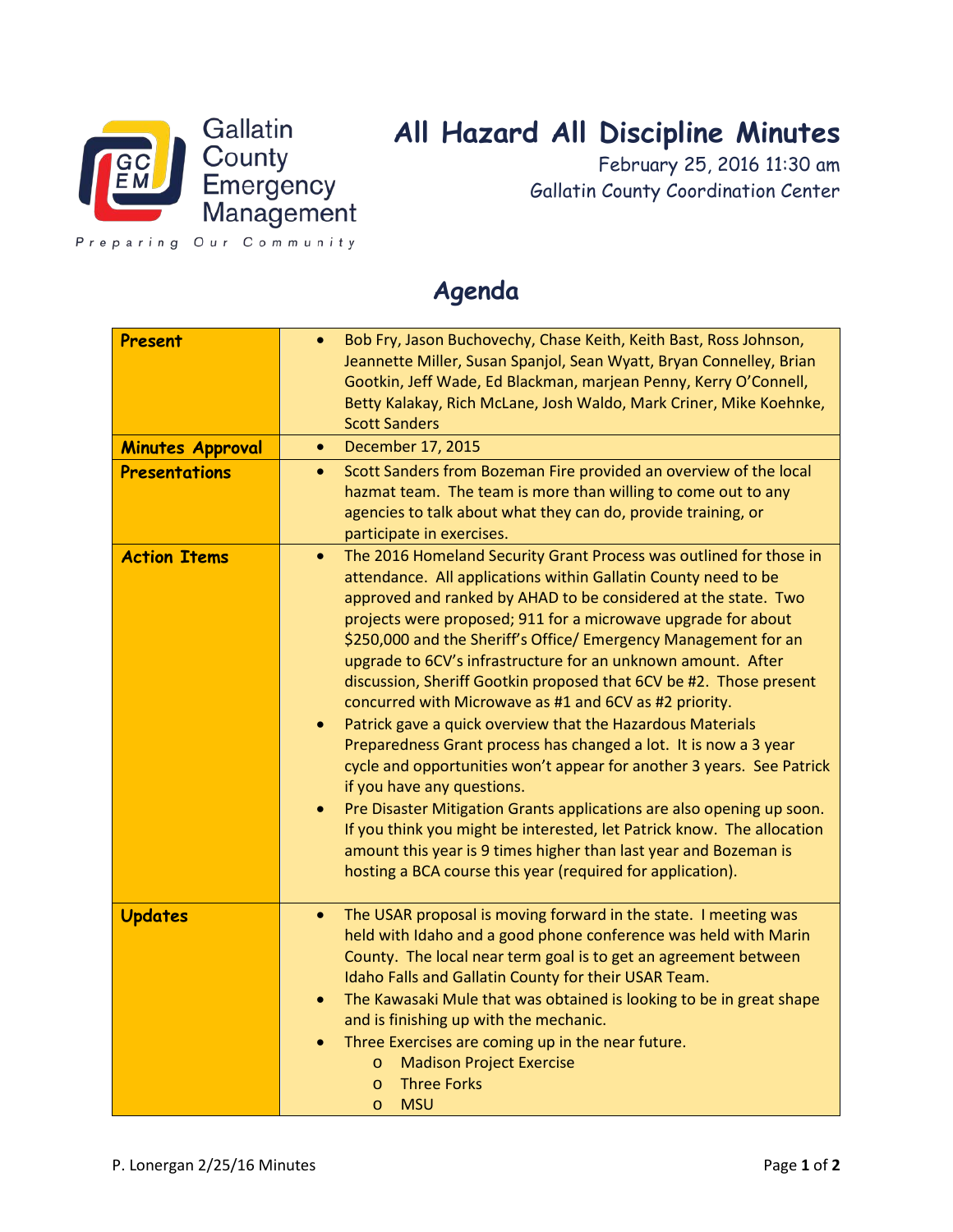Gallatin County Emergency Management

Preparing Our Community

# All Hazard All Discipline Minutes

February 25, 2016 11:30 am
Gallatin County Coordination Center

## Agenda

| | |
|---|---|
| **Present** | • Bob Fry, Jason Buchovechy, Chase Keith, Keith Bast, Ross Johnson, Jeannette Miller, Susan Spanjol, Sean Wyatt, Bryan Connelley, Brian Gootkin, Jeff Wade, Ed Blackman, marjean Penny, Kerry O'Connell, Betty Kalakay, Rich McLane, Josh Waldo, Mark Criner, Mike Koehnke, Scott Sanders |
| **Minutes Approval** | • December 17, 2015 |
| **Presentations** | • Scott Sanders from Bozeman Fire provided an overview of the local hazmat team. The team is more than willing to come out to any agencies to talk about what they can do, provide training, or participate in exercises. |
| **Action Items** | • The 2016 Homeland Security Grant Process was outlined for those in attendance. All applications within Gallatin County need to be approved and ranked by AHAD to be considered at the state. Two projects were proposed; 911 for a microwave upgrade for about $250,000 and the Sheriff's Office/ Emergency Management for an upgrade to 6CV's infrastructure for an unknown amount. After discussion, Sheriff Gootkin proposed that 6CV be #2. Those present concurred with Microwave as #1 and 6CV as #2 priority. <br>• Patrick gave a quick overview that the Hazardous Materials Preparedness Grant process has changed a lot. It is now a 3 year cycle and opportunities won't appear for another 3 years. See Patrick if you have any questions. <br>• Pre Disaster Mitigation Grants applications are also opening up soon. If you think you might be interested, let Patrick know. The allocation amount this year is 9 times higher than last year and Bozeman is hosting a BCA course this year (required for application). |
| **Updates** | • The USAR proposal is moving forward in the state. I meeting was held with Idaho and a good phone conference was held with Marin County. The local near term goal is to get an agreement between Idaho Falls and Gallatin County for their USAR Team. <br>• The Kawasaki Mule that was obtained is looking to be in great shape and is finishing up with the mechanic. <br>• Three Exercises are coming up in the near future. <br>  o Madison Project Exercise <br>  o Three Forks <br>  o MSU |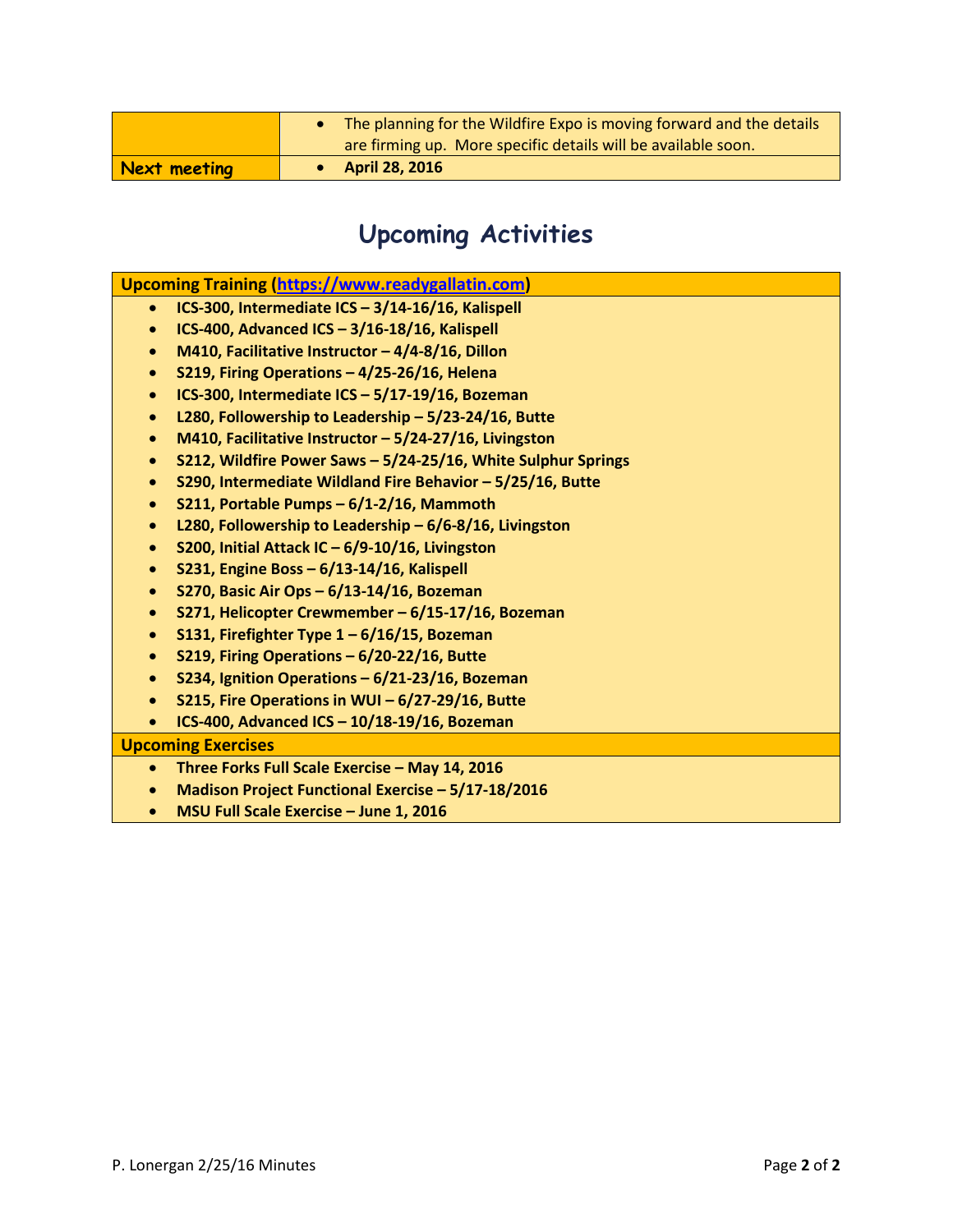| | |
|---|---|
| | • The planning for the Wildfire Expo is moving forward and the details are firming up. More specific details will be available soon. |
| **Next meeting** | • **April 28, 2016** |

# Upcoming Activities

**Upcoming Training (https://www.readygallatin.com)**

- **ICS-300, Intermediate ICS – 3/14-16/16, Kalispell**
- **ICS-400, Advanced ICS – 3/16-18/16, Kalispell**
- **M410, Facilitative Instructor – 4/4-8/16, Dillon**
- **S219, Firing Operations – 4/25-26/16, Helena**
- **ICS-300, Intermediate ICS – 5/17-19/16, Bozeman**
- **L280, Followership to Leadership – 5/23-24/16, Butte**
- **M410, Facilitative Instructor – 5/24-27/16, Livingston**
- **S212, Wildfire Power Saws – 5/24-25/16, White Sulphur Springs**
- **S290, Intermediate Wildland Fire Behavior – 5/25/16, Butte**
- **S211, Portable Pumps – 6/1-2/16, Mammoth**
- **L280, Followership to Leadership – 6/6-8/16, Livingston**
- **S200, Initial Attack IC – 6/9-10/16, Livingston**
- **S231, Engine Boss – 6/13-14/16, Kalispell**
- **S270, Basic Air Ops – 6/13-14/16, Bozeman**
- **S271, Helicopter Crewmember – 6/15-17/16, Bozeman**
- **S131, Firefighter Type 1 – 6/16/15, Bozeman**
- **S219, Firing Operations – 6/20-22/16, Butte**
- **S234, Ignition Operations – 6/21-23/16, Bozeman**
- **S215, Fire Operations in WUI – 6/27-29/16, Butte**
- **ICS-400, Advanced ICS – 10/18-19/16, Bozeman**

**Upcoming Exercises**

- **Three Forks Full Scale Exercise – May 14, 2016**
- **Madison Project Functional Exercise – 5/17-18/2016**
- **MSU Full Scale Exercise – June 1, 2016**